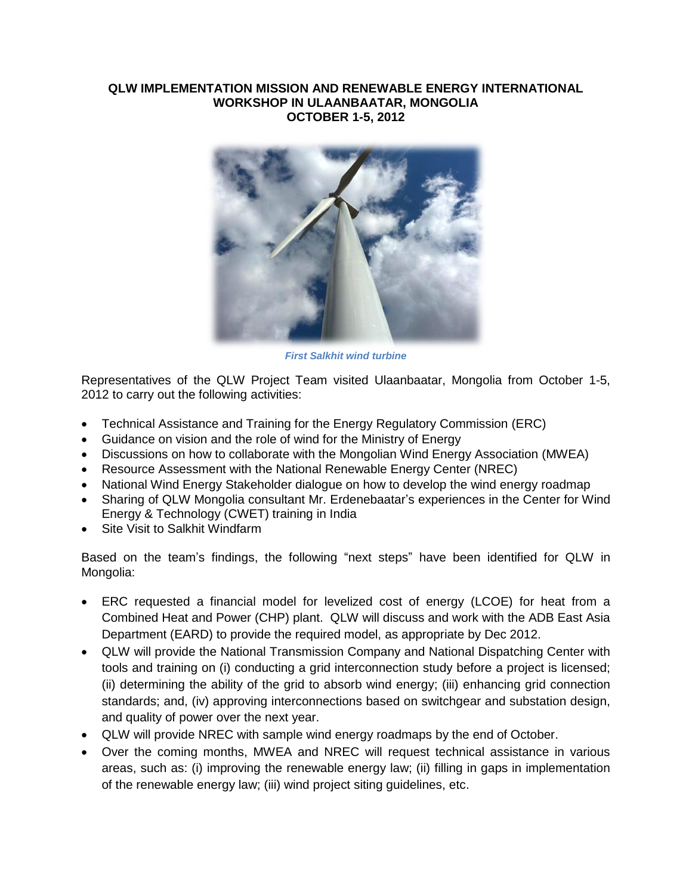# QLW IMPLEMENTATION MISSION AND RENEWABLE ENERGY INTERNATIONAL WORKSHOP IN ULAANBAATAR, MONGOLIA
## OCTOBER 1-5, 2012

*First Salkhit wind turbine*

Representatives of the QLW Project Team visited Ulaanbaatar, Mongolia from October 1-5, 2012 to carry out the following activities:

- Technical Assistance and Training for the Energy Regulatory Commission (ERC)
- Guidance on vision and the role of wind for the Ministry of Energy
- Discussions on how to collaborate with the Mongolian Wind Energy Association (MWEA)
- Resource Assessment with the National Renewable Energy Center (NREC)
- National Wind Energy Stakeholder dialogue on how to develop the wind energy roadmap
- Sharing of QLW Mongolia consultant Mr. Erdenebaatar's experiences in the Center for Wind Energy & Technology (CWET) training in India
- Site Visit to Salkhit Windfarm

Based on the team's findings, the following "next steps" have been identified for QLW in Mongolia:

- ERC requested a financial model for levelized cost of energy (LCOE) for heat from a Combined Heat and Power (CHP) plant. QLW will discuss and work with the ADB East Asia Department (EARD) to provide the required model, as appropriate by Dec 2012.
- QLW will provide the National Transmission Company and National Dispatching Center with tools and training on (i) conducting a grid interconnection study before a project is licensed; (ii) determining the ability of the grid to absorb wind energy; (iii) enhancing grid connection standards; and, (iv) approving interconnections based on switchgear and substation design, and quality of power over the next year.
- QLW will provide NREC with sample wind energy roadmaps by the end of October.
- Over the coming months, MWEA and NREC will request technical assistance in various areas, such as: (i) improving the renewable energy law; (ii) filling in gaps in implementation of the renewable energy law; (iii) wind project siting guidelines, etc.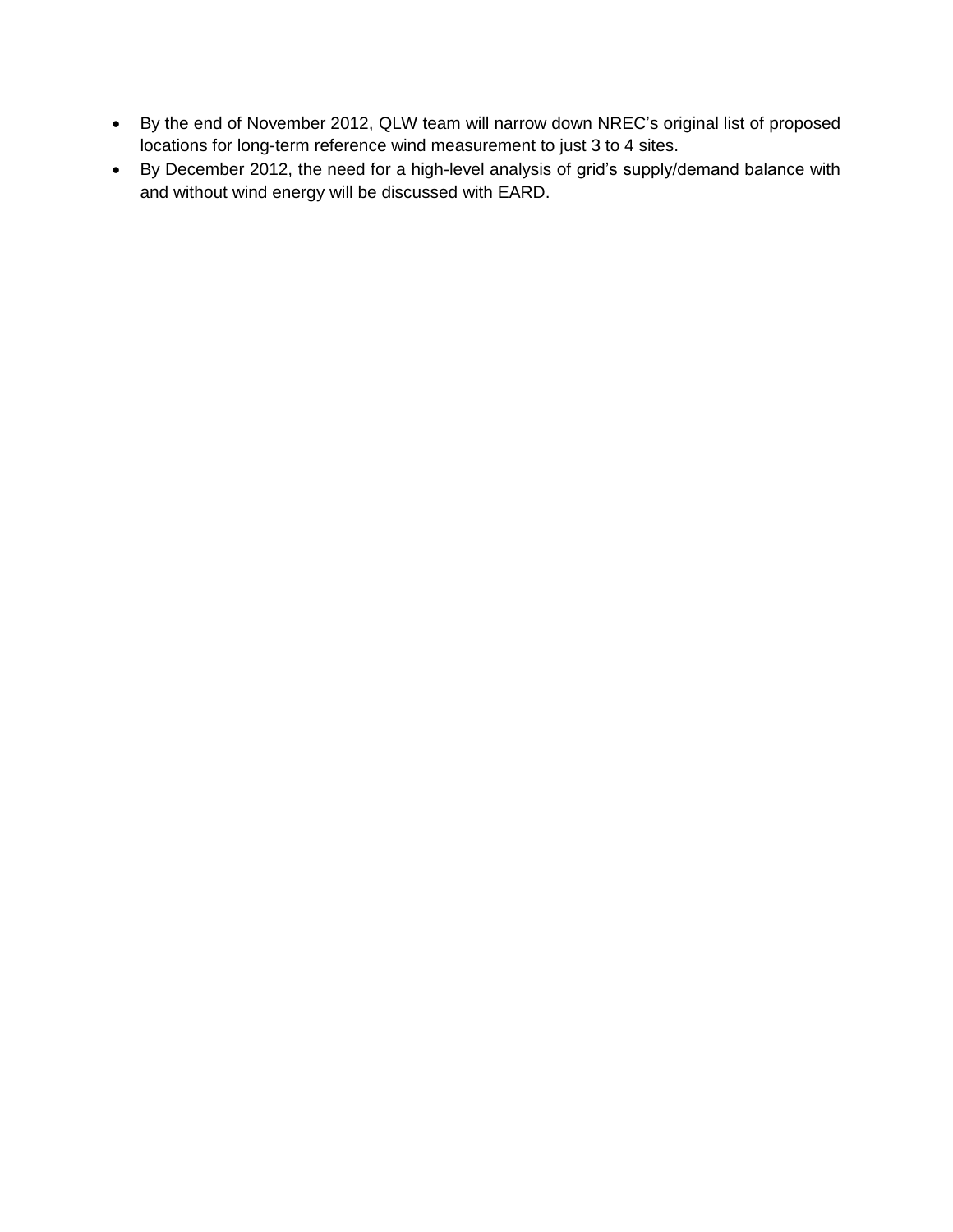- By the end of November 2012, QLW team will narrow down NREC's original list of proposed locations for long-term reference wind measurement to just 3 to 4 sites.
- By December 2012, the need for a high-level analysis of grid's supply/demand balance with and without wind energy will be discussed with EARD.